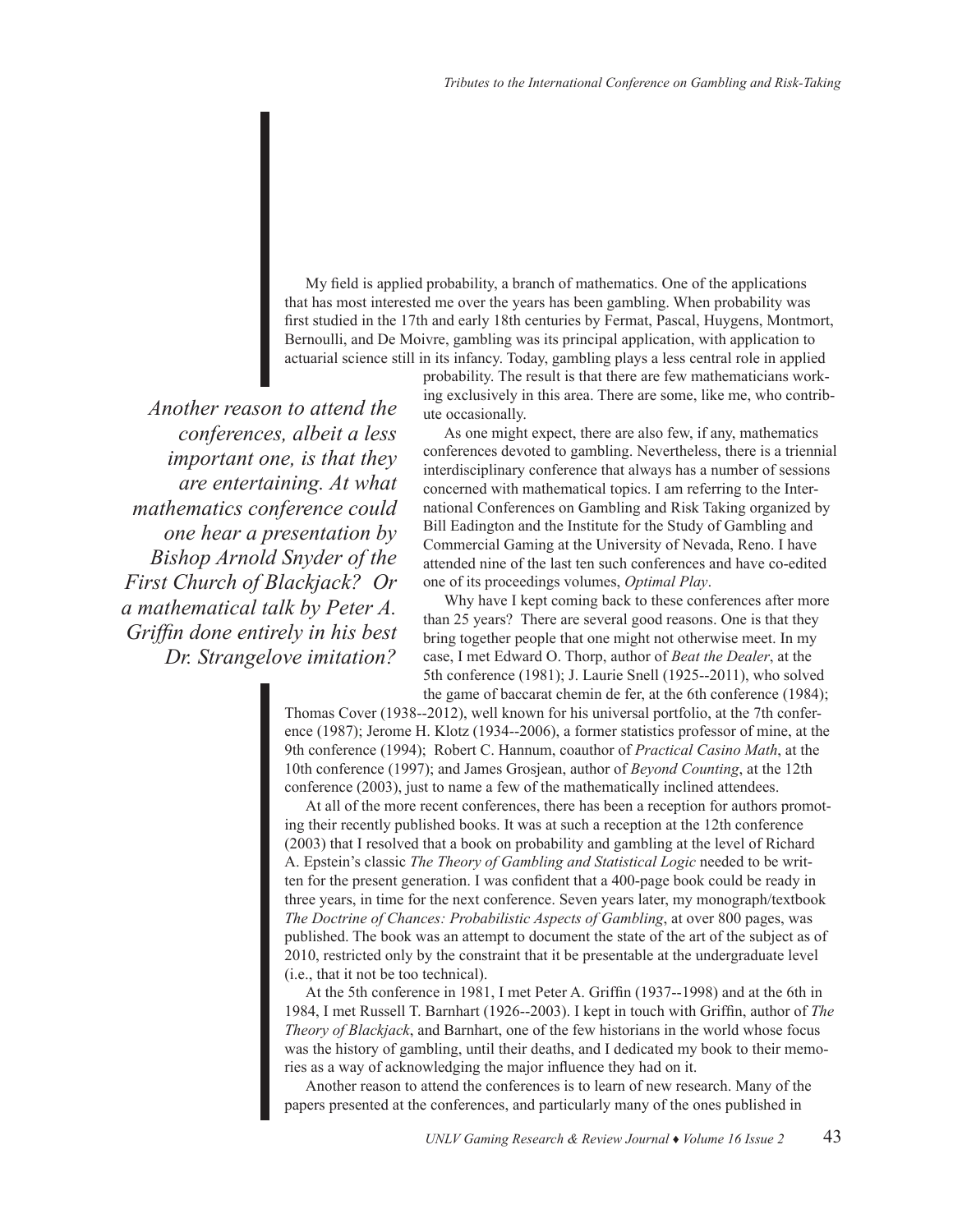My field is applied probability, a branch of mathematics. One of the applications that has most interested me over the years has been gambling. When probability was first studied in the 17th and early 18th centuries by Fermat, Pascal, Huygens, Montmort, Bernoulli, and De Moivre, gambling was its principal application, with application to actuarial science still in its infancy. Today, gambling plays a less central role in applied probability. The result is that there are few mathematicians working exclusively in this area. There are some, like me, who contribute occasionally.

As one might expect, there are also few, if any, mathematics conferences devoted to gambling. Nevertheless, there is a triennial interdisciplinary conference that always has a number of sessions concerned with mathematical topics. I am referring to the International Conferences on Gambling and Risk Taking organized by Bill Eadington and the Institute for the Study of Gambling and Commercial Gaming at the University of Nevada, Reno. I have attended nine of the last ten such conferences and have co-edited one of its proceedings volumes, *Optimal Play*.

Why have I kept coming back to these conferences after more than 25 years? There are several good reasons. One is that they bring together people that one might not otherwise meet. In my case, I met Edward O. Thorp, author of *Beat the Dealer*, at the 5th conference (1981); J. Laurie Snell (1925--2011), who solved the game of baccarat chemin de fer, at the 6th conference (1984); Thomas Cover (1938--2012), well known for his universal portfolio, at the 7th conference (1987); Jerome H. Klotz (1934--2006), a former statistics professor of mine, at the 9th conference (1994); Robert C. Hannum, coauthor of *Practical Casino Math*, at the 10th conference (1997); and James Grosjean, author of *Beyond Counting*, at the 12th conference (2003), just to name a few of the mathematically inclined attendees.

> *Another reason to attend the conferences, albeit a less important one, is that they are entertaining. At what mathematics conference could one hear a presentation by Bishop Arnold Snyder of the First Church of Blackjack? Or a mathematical talk by Peter A. Griffin done entirely in his best Dr. Strangelove imitation?*

At all of the more recent conferences, there has been a reception for authors promoting their recently published books. It was at such a reception at the 12th conference (2003) that I resolved that a book on probability and gambling at the level of Richard A. Epstein's classic *The Theory of Gambling and Statistical Logic* needed to be written for the present generation. I was confident that a 400-page book could be ready in three years, in time for the next conference. Seven years later, my monograph/textbook *The Doctrine of Chances: Probabilistic Aspects of Gambling*, at over 800 pages, was published. The book was an attempt to document the state of the art of the subject as of 2010, restricted only by the constraint that it be presentable at the undergraduate level (i.e., that it not be too technical).

At the 5th conference in 1981, I met Peter A. Griffin (1937--1998) and at the 6th in 1984, I met Russell T. Barnhart (1926--2003). I kept in touch with Griffin, author of *The Theory of Blackjack*, and Barnhart, one of the few historians in the world whose focus was the history of gambling, until their deaths, and I dedicated my book to their memories as a way of acknowledging the major influence they had on it.

Another reason to attend the conferences is to learn of new research. Many of the papers presented at the conferences, and particularly many of the ones published in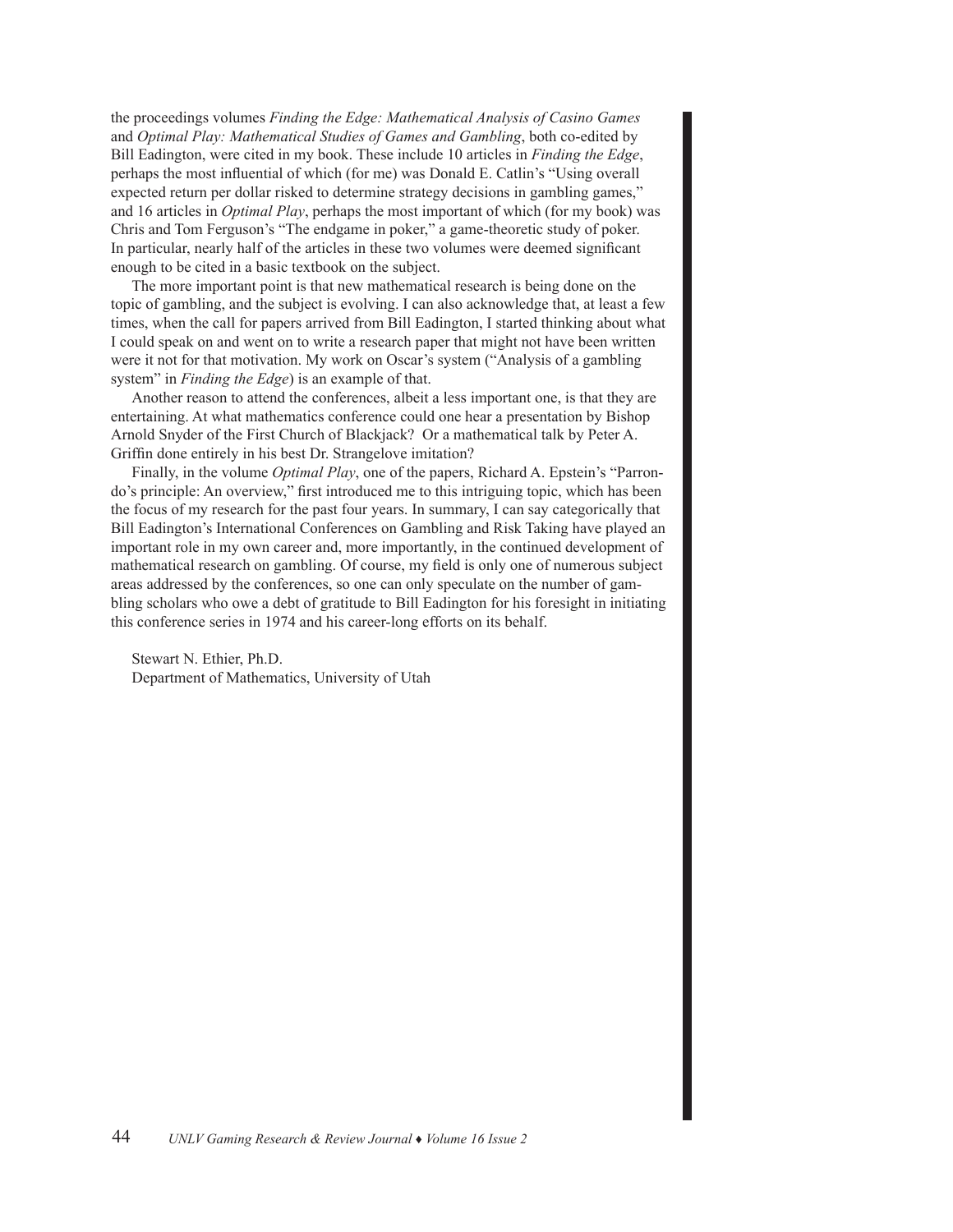the proceedings volumes *Finding the Edge: Mathematical Analysis of Casino Games* and *Optimal Play: Mathematical Studies of Games and Gambling*, both co-edited by Bill Eadington, were cited in my book. These include 10 articles in *Finding the Edge*, perhaps the most influential of which (for me) was Donald E. Catlin's "Using overall expected return per dollar risked to determine strategy decisions in gambling games," and 16 articles in *Optimal Play*, perhaps the most important of which (for my book) was Chris and Tom Ferguson's "The endgame in poker," a game-theoretic study of poker. In particular, nearly half of the articles in these two volumes were deemed significant enough to be cited in a basic textbook on the subject.

The more important point is that new mathematical research is being done on the topic of gambling, and the subject is evolving. I can also acknowledge that, at least a few times, when the call for papers arrived from Bill Eadington, I started thinking about what I could speak on and went on to write a research paper that might not have been written were it not for that motivation. My work on Oscar's system ("Analysis of a gambling system" in *Finding the Edge*) is an example of that.

Another reason to attend the conferences, albeit a less important one, is that they are entertaining. At what mathematics conference could one hear a presentation by Bishop Arnold Snyder of the First Church of Blackjack? Or a mathematical talk by Peter A. Griffin done entirely in his best Dr. Strangelove imitation?

Finally, in the volume *Optimal Play*, one of the papers, Richard A. Epstein's "Parrondo's principle: An overview," first introduced me to this intriguing topic, which has been the focus of my research for the past four years. In summary, I can say categorically that Bill Eadington's International Conferences on Gambling and Risk Taking have played an important role in my own career and, more importantly, in the continued development of mathematical research on gambling. Of course, my field is only one of numerous subject areas addressed by the conferences, so one can only speculate on the number of gambling scholars who owe a debt of gratitude to Bill Eadington for his foresight in initiating this conference series in 1974 and his career-long efforts on its behalf.

Stewart N. Ethier, Ph.D.
Department of Mathematics, University of Utah